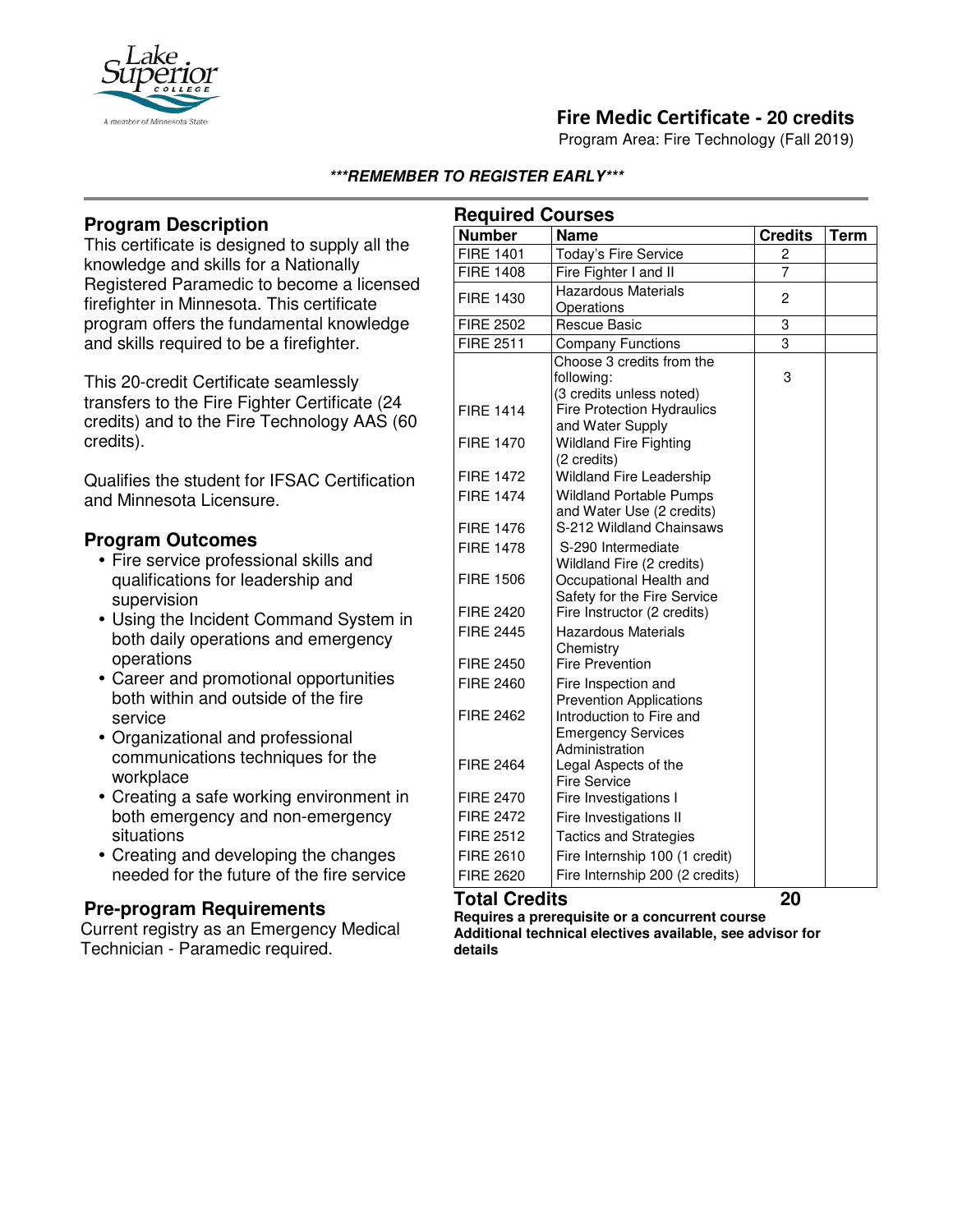# Fire Medic Certificate - 20 credits

Program Area: Fire Technology (Fall 2019)

***REMEMBER TO REGISTER EARLY***

## Program Description

This certificate is designed to supply all the knowledge and skills for a Nationally Registered Paramedic to become a licensed firefighter in Minnesota. This certificate program offers the fundamental knowledge and skills required to be a firefighter.

This 20-credit Certificate seamlessly transfers to the Fire Fighter Certificate (24 credits) and to the Fire Technology AAS (60 credits).

Qualifies the student for IFSAC Certification and Minnesota Licensure.

## Program Outcomes

- Fire service professional skills and qualifications for leadership and supervision
- Using the Incident Command System in both daily operations and emergency operations
- Career and promotional opportunities both within and outside of the fire service
- Organizational and professional communications techniques for the workplace
- Creating a safe working environment in both emergency and non-emergency situations
- Creating and developing the changes needed for the future of the fire service

## Pre-program Requirements

Current registry as an Emergency Medical Technician - Paramedic required.

## Required Courses

| Number | Name | Credits | Term |
|---|---|---|---|
| FIRE 1401 | Today's Fire Service | 2 | |
| FIRE 1408 | Fire Fighter I and II | 7 | |
| FIRE 1430 | Hazardous Materials Operations | 2 | |
| FIRE 2502 | Rescue Basic | 3 | |
| FIRE 2511 | Company Functions | 3 | |
| | Choose 3 credits from the following: (3 credits unless noted) | 3 | |
| FIRE 1414 | Fire Protection Hydraulics and Water Supply | | |
| FIRE 1470 | Wildland Fire Fighting (2 credits) | | |
| FIRE 1472 | Wildland Fire Leadership | | |
| FIRE 1474 | Wildland Portable Pumps and Water Use (2 credits) | | |
| FIRE 1476 | S-212 Wildland Chainsaws | | |
| FIRE 1478 | S-290 Intermediate Wildland Fire (2 credits) | | |
| FIRE 1506 | Occupational Health and Safety for the Fire Service | | |
| FIRE 2420 | Fire Instructor (2 credits) | | |
| FIRE 2445 | Hazardous Materials Chemistry | | |
| FIRE 2450 | Fire Prevention | | |
| FIRE 2460 | Fire Inspection and Prevention Applications | | |
| FIRE 2462 | Introduction to Fire and Emergency Services Administration | | |
| FIRE 2464 | Legal Aspects of the Fire Service | | |
| FIRE 2470 | Fire Investigations I | | |
| FIRE 2472 | Fire Investigations II | | |
| FIRE 2512 | Tactics and Strategies | | |
| FIRE 2610 | Fire Internship 100 (1 credit) | | |
| FIRE 2620 | Fire Internship 200 (2 credits) | | |
| **Total Credits** | | **20** | |

**Requires a prerequisite or a concurrent course**

**Additional technical electives available, see advisor for details**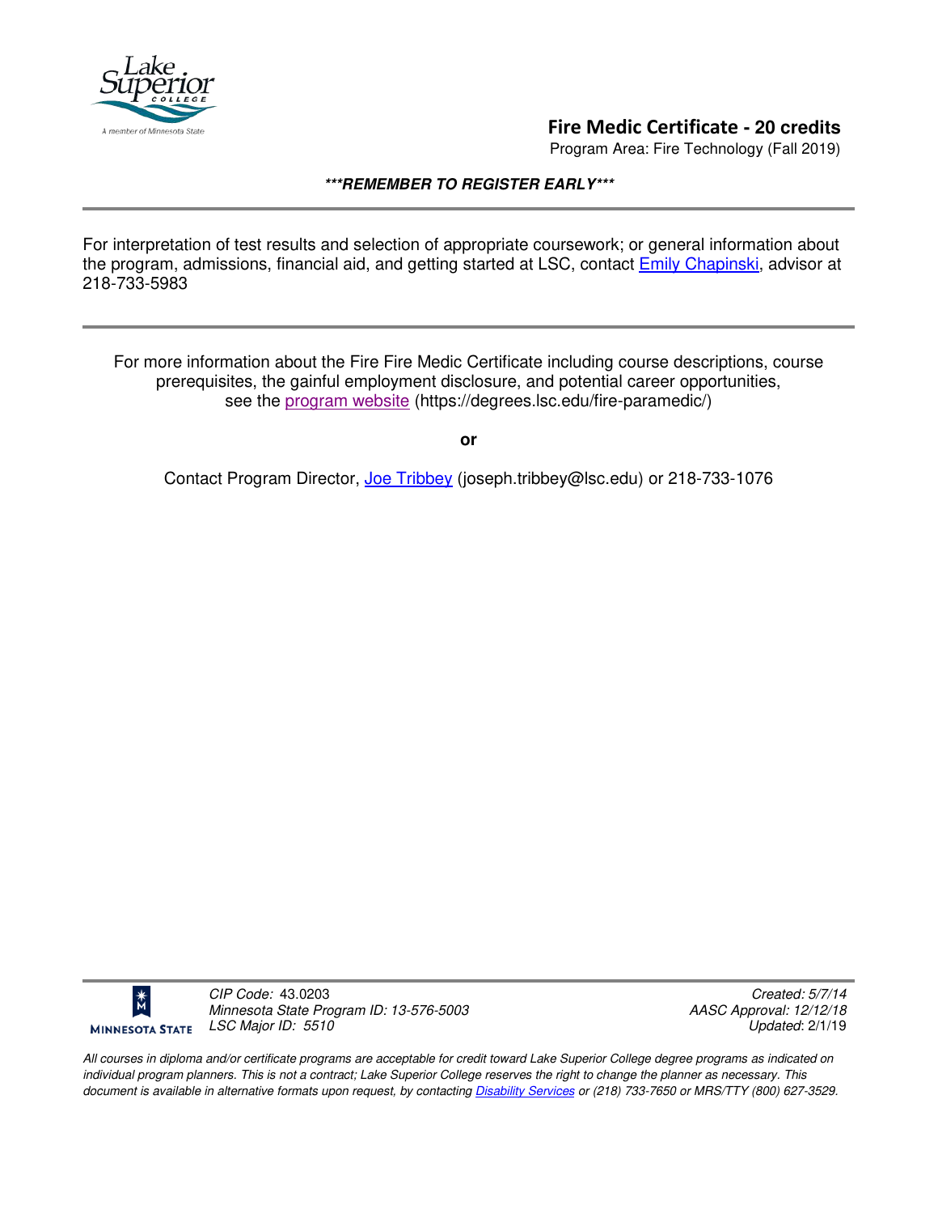# Fire Medic Certificate - 20 credits

Program Area: Fire Technology (Fall 2019)

***REMEMBER TO REGISTER EARLY***

---

For interpretation of test results and selection of appropriate coursework; or general information about the program, admissions, financial aid, and getting started at LSC, contact Emily Chapinski, advisor at 218-733-5983

---

For more information about the Fire Fire Medic Certificate including course descriptions, course prerequisites, the gainful employment disclosure, and potential career opportunities, see the program website (https://degrees.lsc.edu/fire-paramedic/)

**or**

Contact Program Director, Joe Tribbey (joseph.tribbey@lsc.edu) or 218-733-1076

---

*CIP Code:* 43.0203
*Minnesota State Program ID: 13-576-5003*
*LSC Major ID: 5510*

*Created: 5/7/14*
*AASC Approval: 12/12/18*
*Updated*: 2/1/19

*All courses in diploma and/or certificate programs are acceptable for credit toward Lake Superior College degree programs as indicated on individual program planners. This is not a contract; Lake Superior College reserves the right to change the planner as necessary. This document is available in alternative formats upon request, by contacting Disability Services or (218) 733-7650 or MRS/TTY (800) 627-3529.*